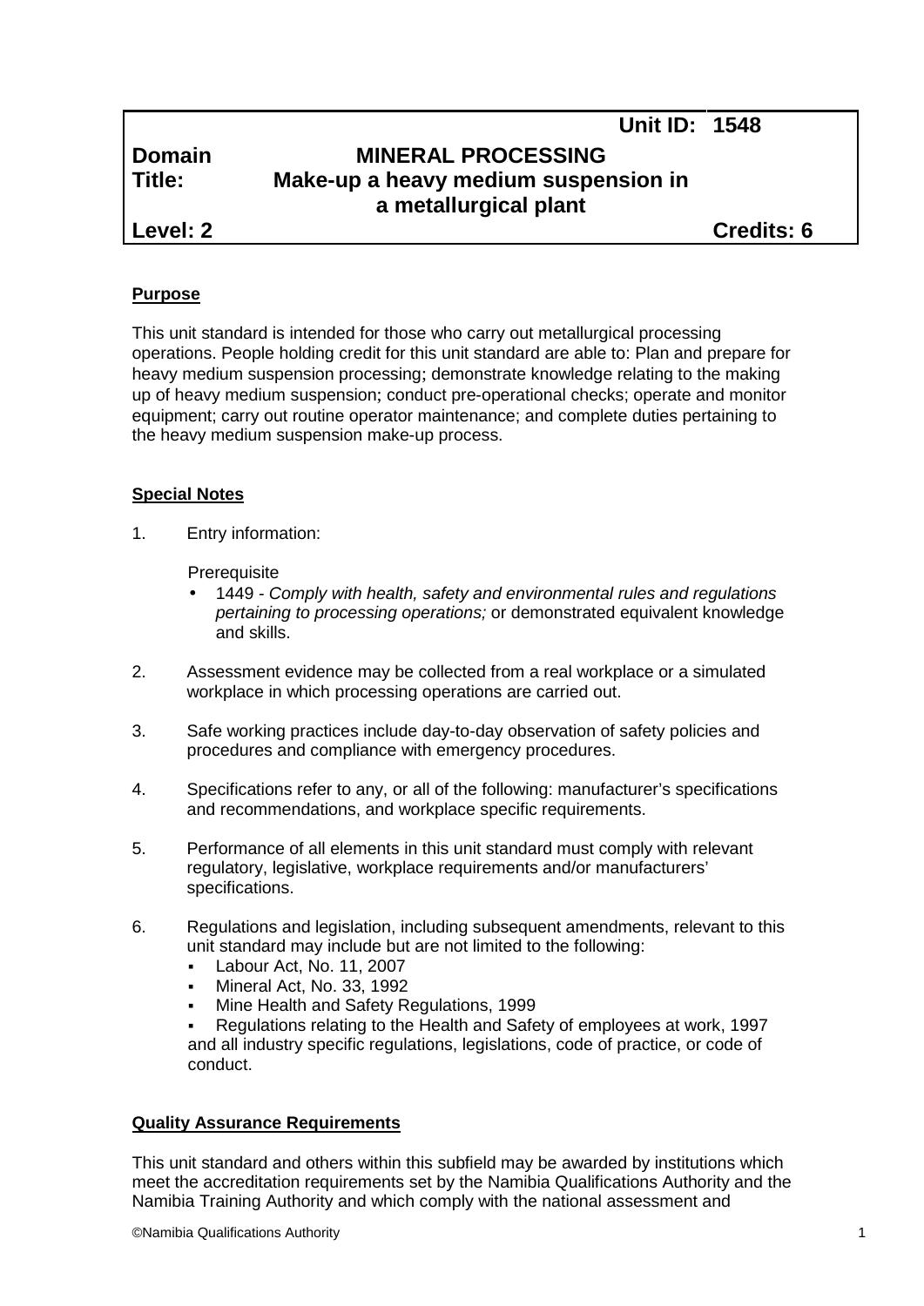| | | Unit ID: 1548 |
|---|---|---|
| **Domain** | **MINERAL PROCESSING** | |
| **Title:** | **Make-up a heavy medium suspension in a metallurgical plant** | |
| **Level: 2** | | **Credits: 6** |

## Purpose

This unit standard is intended for those who carry out metallurgical processing operations. People holding credit for this unit standard are able to: Plan and prepare for heavy medium suspension processing; demonstrate knowledge relating to the making up of heavy medium suspension; conduct pre-operational checks; operate and monitor equipment; carry out routine operator maintenance; and complete duties pertaining to the heavy medium suspension make-up process.

## Special Notes

1. Entry information:

   Prerequisite
   - 1449 - *Comply with health, safety and environmental rules and regulations pertaining to processing operations;* or demonstrated equivalent knowledge and skills.

2. Assessment evidence may be collected from a real workplace or a simulated workplace in which processing operations are carried out.

3. Safe working practices include day-to-day observation of safety policies and procedures and compliance with emergency procedures.

4. Specifications refer to any, or all of the following: manufacturer's specifications and recommendations, and workplace specific requirements.

5. Performance of all elements in this unit standard must comply with relevant regulatory, legislative, workplace requirements and/or manufacturers' specifications.

6. Regulations and legislation, including subsequent amendments, relevant to this unit standard may include but are not limited to the following:
   - Labour Act, No. 11, 2007
   - Mineral Act, No. 33, 1992
   - Mine Health and Safety Regulations, 1999
   - Regulations relating to the Health and Safety of employees at work, 1997

   and all industry specific regulations, legislations, code of practice, or code of conduct.

## Quality Assurance Requirements

This unit standard and others within this subfield may be awarded by institutions which meet the accreditation requirements set by the Namibia Qualifications Authority and the Namibia Training Authority and which comply with the national assessment and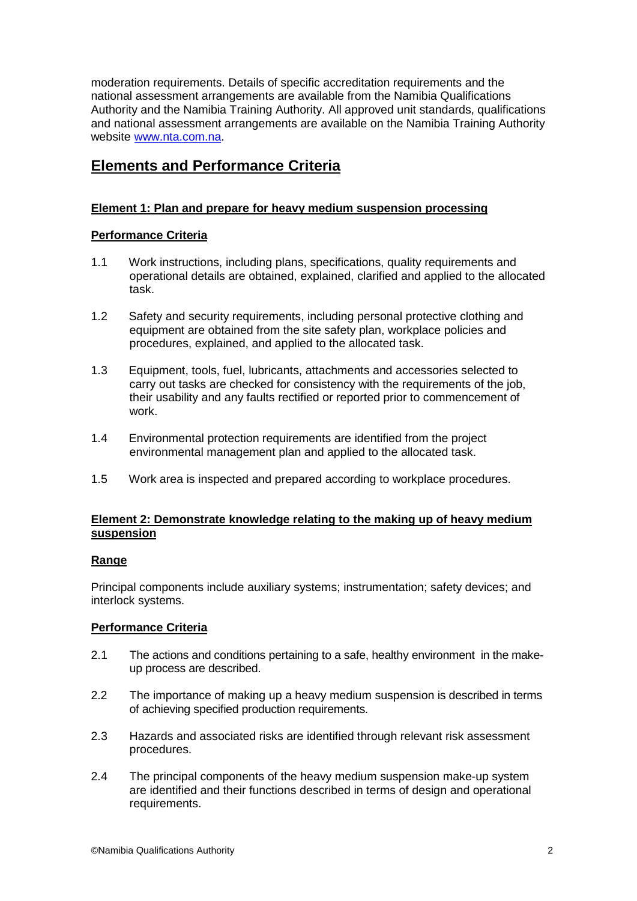moderation requirements. Details of specific accreditation requirements and the national assessment arrangements are available from the Namibia Qualifications Authority and the Namibia Training Authority. All approved unit standards, qualifications and national assessment arrangements are available on the Namibia Training Authority website www.nta.com.na.

## Elements and Performance Criteria

### Element 1: Plan and prepare for heavy medium suspension processing

#### Performance Criteria

1.1 Work instructions, including plans, specifications, quality requirements and operational details are obtained, explained, clarified and applied to the allocated task.

1.2 Safety and security requirements, including personal protective clothing and equipment are obtained from the site safety plan, workplace policies and procedures, explained, and applied to the allocated task.

1.3 Equipment, tools, fuel, lubricants, attachments and accessories selected to carry out tasks are checked for consistency with the requirements of the job, their usability and any faults rectified or reported prior to commencement of work.

1.4 Environmental protection requirements are identified from the project environmental management plan and applied to the allocated task.

1.5 Work area is inspected and prepared according to workplace procedures.

### Element 2: Demonstrate knowledge relating to the making up of heavy medium suspension

#### Range

Principal components include auxiliary systems; instrumentation; safety devices; and interlock systems.

#### Performance Criteria

2.1 The actions and conditions pertaining to a safe, healthy environment in the make-up process are described.

2.2 The importance of making up a heavy medium suspension is described in terms of achieving specified production requirements.

2.3 Hazards and associated risks are identified through relevant risk assessment procedures.

2.4 The principal components of the heavy medium suspension make-up system are identified and their functions described in terms of design and operational requirements.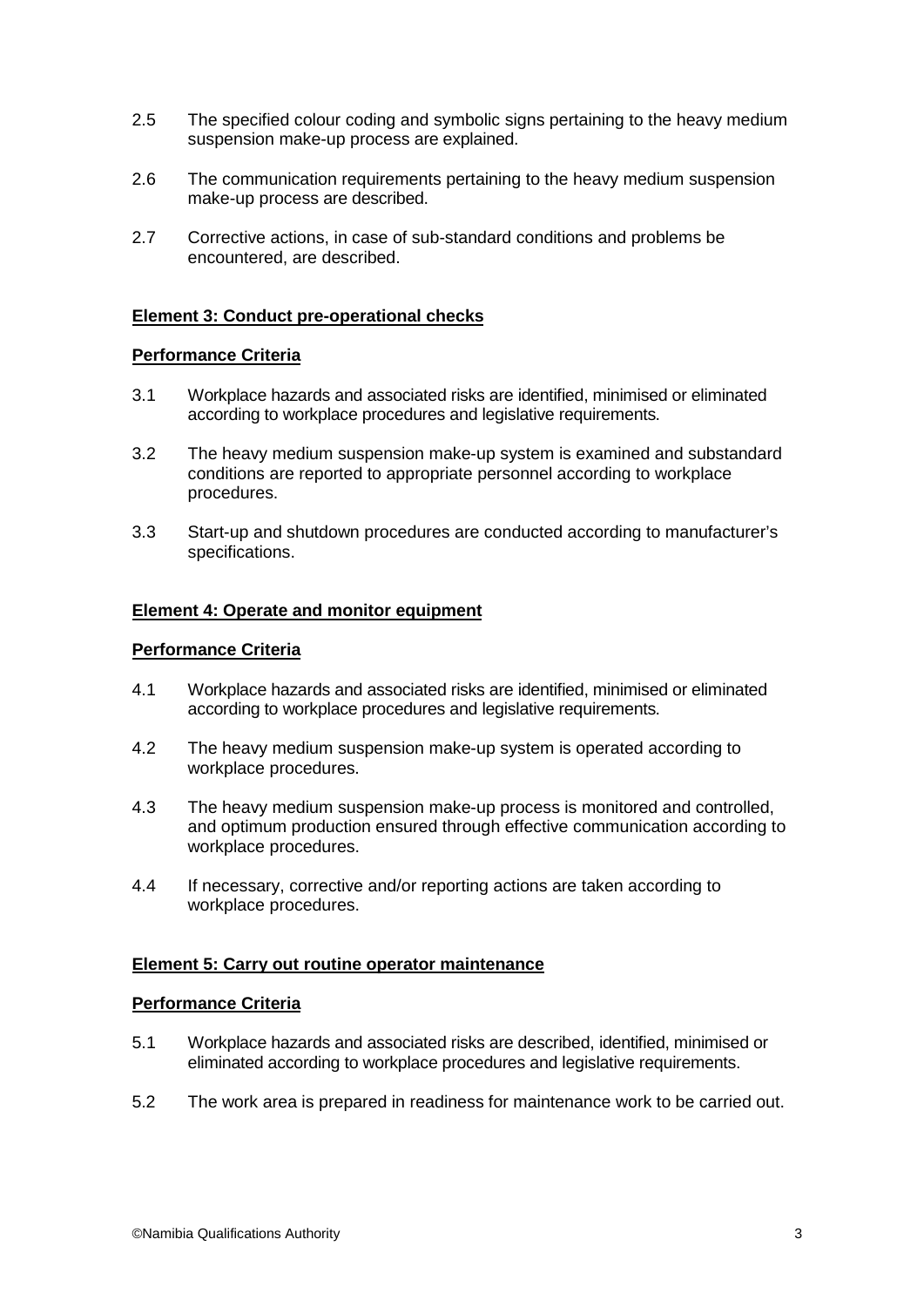2.5 The specified colour coding and symbolic signs pertaining to the heavy medium suspension make-up process are explained.

2.6 The communication requirements pertaining to the heavy medium suspension make-up process are described.

2.7 Corrective actions, in case of sub-standard conditions and problems be encountered, are described.

**Element 3: Conduct pre-operational checks**

**Performance Criteria**

3.1 Workplace hazards and associated risks are identified, minimised or eliminated according to workplace procedures and legislative requirements.

3.2 The heavy medium suspension make-up system is examined and substandard conditions are reported to appropriate personnel according to workplace procedures.

3.3 Start-up and shutdown procedures are conducted according to manufacturer's specifications.

**Element 4: Operate and monitor equipment**

**Performance Criteria**

4.1 Workplace hazards and associated risks are identified, minimised or eliminated according to workplace procedures and legislative requirements.

4.2 The heavy medium suspension make-up system is operated according to workplace procedures.

4.3 The heavy medium suspension make-up process is monitored and controlled, and optimum production ensured through effective communication according to workplace procedures.

4.4 If necessary, corrective and/or reporting actions are taken according to workplace procedures.

**Element 5: Carry out routine operator maintenance**

**Performance Criteria**

5.1 Workplace hazards and associated risks are described, identified, minimised or eliminated according to workplace procedures and legislative requirements.

5.2 The work area is prepared in readiness for maintenance work to be carried out.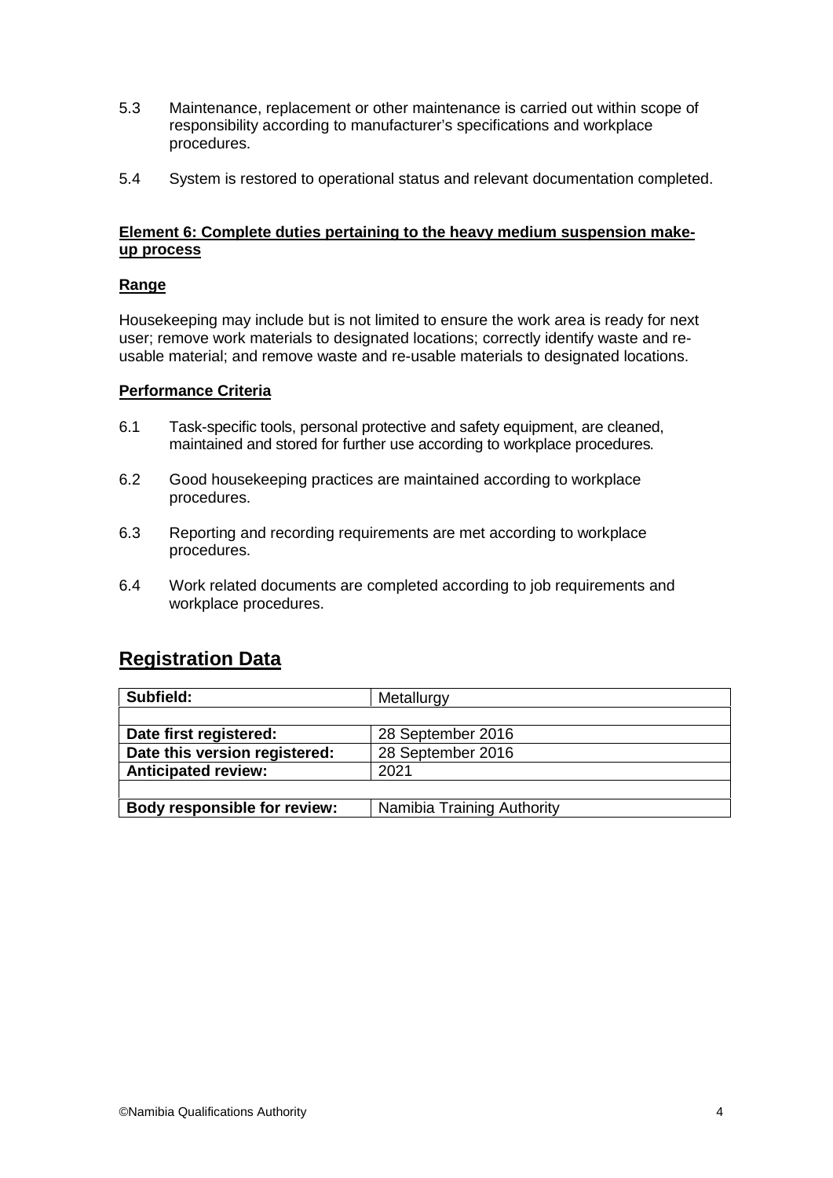5.3 Maintenance, replacement or other maintenance is carried out within scope of responsibility according to manufacturer's specifications and workplace procedures.

5.4 System is restored to operational status and relevant documentation completed.

**Element 6: Complete duties pertaining to the heavy medium suspension make-up process**

**Range**

Housekeeping may include but is not limited to ensure the work area is ready for next user; remove work materials to designated locations; correctly identify waste and re-usable material; and remove waste and re-usable materials to designated locations.

**Performance Criteria**

6.1 Task-specific tools, personal protective and safety equipment, are cleaned, maintained and stored for further use according to workplace procedures.

6.2 Good housekeeping practices are maintained according to workplace procedures.

6.3 Reporting and recording requirements are met according to workplace procedures.

6.4 Work related documents are completed according to job requirements and workplace procedures.

## Registration Data

| | |
|---|---|
| **Subfield:** | Metallurgy |
| | |
| **Date first registered:** | 28 September 2016 |
| **Date this version registered:** | 28 September 2016 |
| **Anticipated review:** | 2021 |
| | |
| **Body responsible for review:** | Namibia Training Authority |